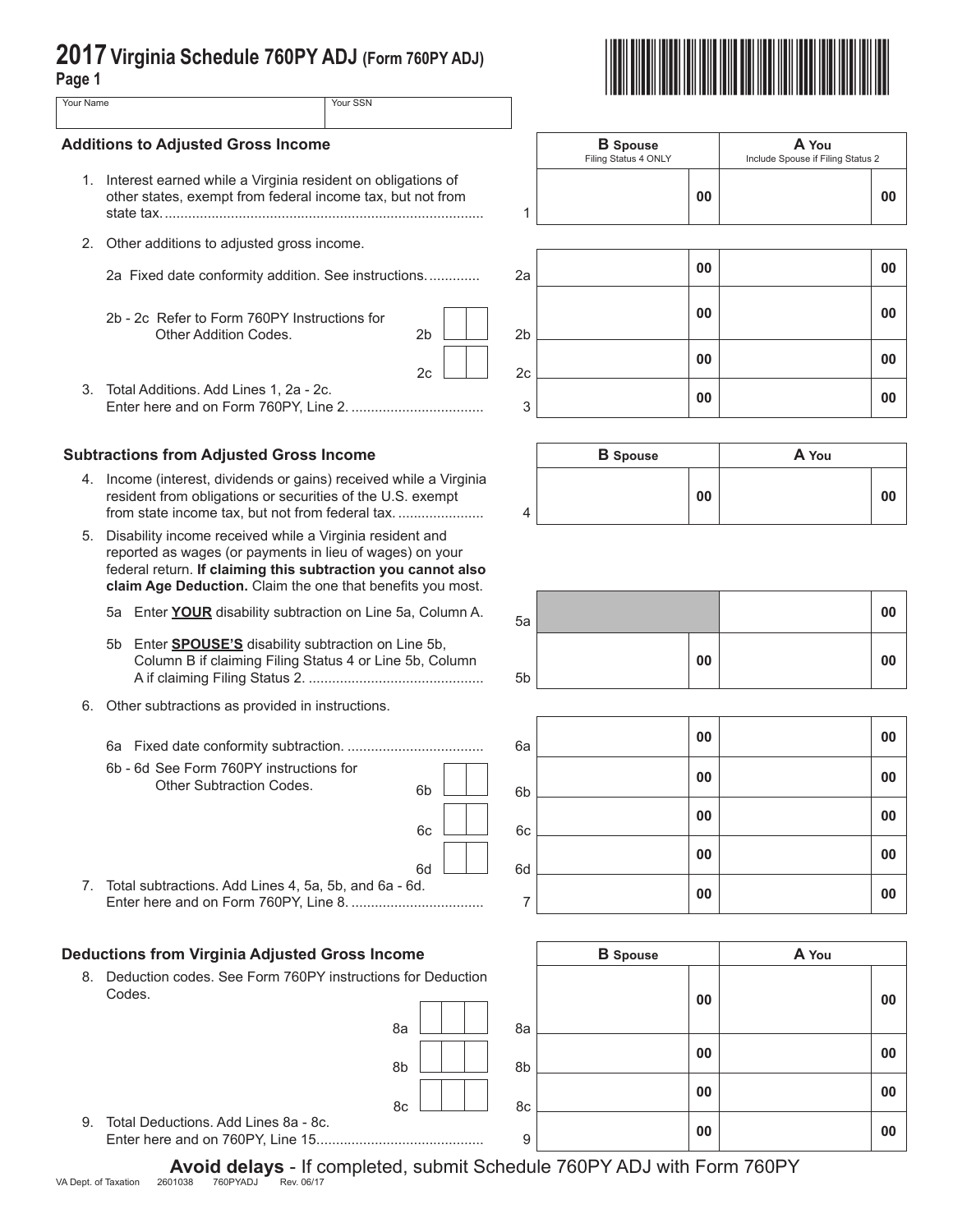# 2017 Virginia Schedule 760PY ADJ (Form 760PY ADJ)

Page 1

| Your Name | Your SSN |
|---|---|
| | |

## Additions to Adjusted Gross Income

| | Line | B Spouse (Filing Status 4 ONLY) | A You (Include Spouse if Filing Status 2) |
|---|---|---|---|
| 1. Interest earned while a Virginia resident on obligations of other states, exempt from federal income tax, but not from state tax. | 1 | 00 | 00 |
| 2. Other additions to adjusted gross income. | | | |
| 2a Fixed date conformity addition. See instructions. | 2a | 00 | 00 |
| 2b - 2c Refer to Form 760PY Instructions for Other Addition Codes. 2b | 2b | 00 | 00 |
| 2c | 2c | 00 | 00 |
| 3. Total Additions. Add Lines 1, 2a - 2c. Enter here and on Form 760PY, Line 2. | 3 | 00 | 00 |

## Subtractions from Adjusted Gross Income

| | Line | B Spouse | A You |
|---|---|---|---|
| 4. Income (interest, dividends or gains) received while a Virginia resident from obligations or securities of the U.S. exempt from state income tax, but not from federal tax. | 4 | 00 | 00 |
| 5. Disability income received while a Virginia resident and reported as wages (or payments in lieu of wages) on your federal return. **If claiming this subtraction you cannot also claim Age Deduction.** Claim the one that benefits you most. | | | |
| 5a Enter **YOUR** disability subtraction on Line 5a, Column A. | 5a | | 00 |
| 5b Enter **SPOUSE'S** disability subtraction on Line 5b, Column B if claiming Filing Status 4 or Line 5b, Column A if claiming Filing Status 2. | 5b | 00 | 00 |
| 6. Other subtractions as provided in instructions. | | | |
| 6a Fixed date conformity subtraction. | 6a | 00 | 00 |
| 6b - 6d See Form 760PY instructions for Other Subtraction Codes. 6b | 6b | 00 | 00 |
| 6c | 6c | 00 | 00 |
| 6d | 6d | 00 | 00 |
| 7. Total subtractions. Add Lines 4, 5a, 5b, and 6a - 6d. Enter here and on Form 760PY, Line 8. | 7 | 00 | 00 |

## Deductions from Virginia Adjusted Gross Income

| | Line | B Spouse | A You |
|---|---|---|---|
| 8. Deduction codes. See Form 760PY instructions for Deduction Codes. 8a | 8a | 00 | 00 |
| 8b | 8b | 00 | 00 |
| 8c | 8c | 00 | 00 |
| 9. Total Deductions. Add Lines 8a - 8c. Enter here and on 760PY, Line 15. | 9 | 00 | 00 |

**Avoid delays** - If completed, submit Schedule 760PY ADJ with Form 760PY

VA Dept. of Taxation 2601038 760PYADJ Rev. 06/17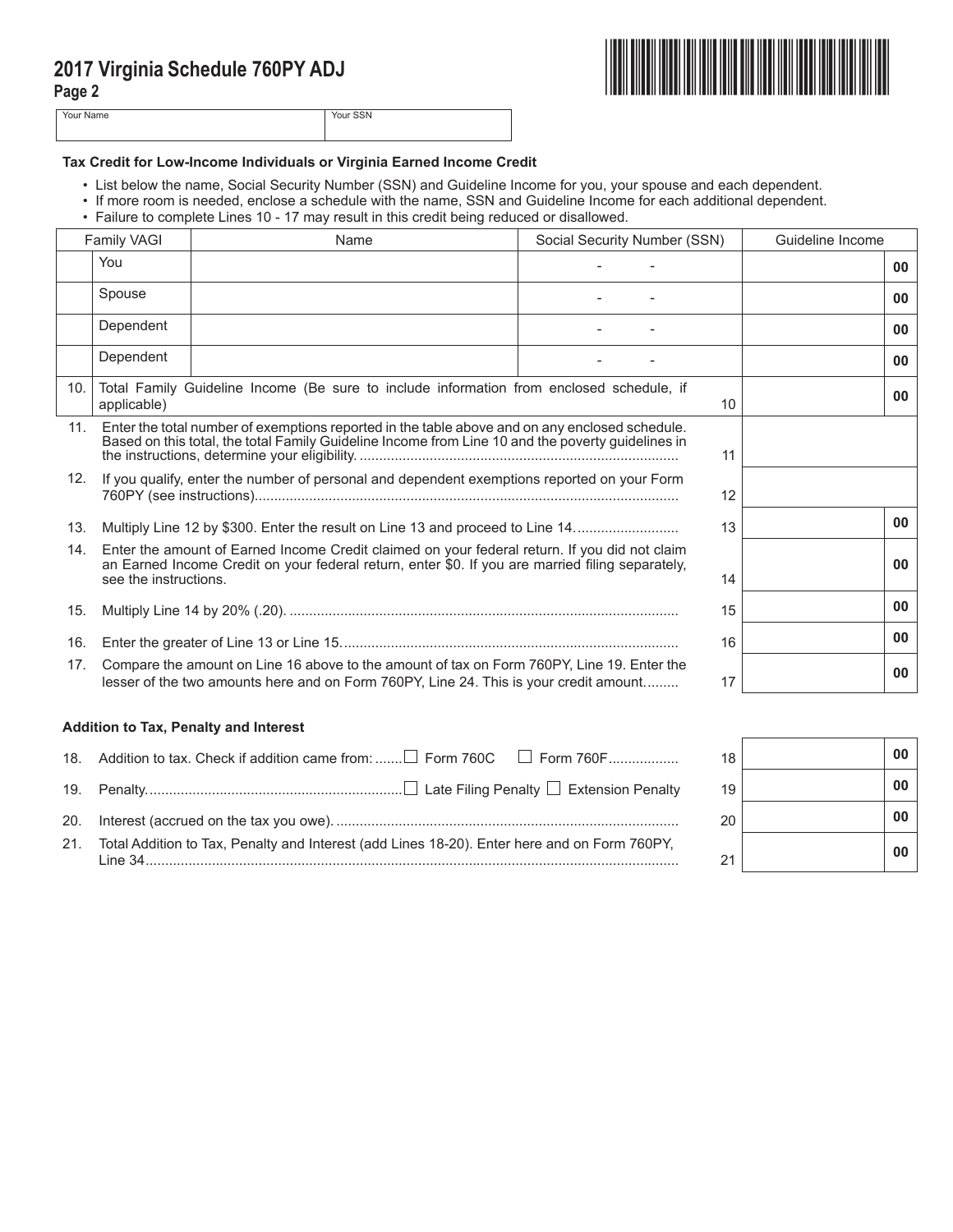# 2017 Virginia Schedule 760PY ADJ

**Page 2**

| Your Name | Your SSN |
|---|---|
| | |

**Tax Credit for Low-Income Individuals or Virginia Earned Income Credit**

- List below the name, Social Security Number (SSN) and Guideline Income for you, your spouse and each dependent.
- If more room is needed, enclose a schedule with the name, SSN and Guideline Income for each additional dependent.
- Failure to complete Lines 10 - 17 may result in this credit being reduced or disallowed.

| Family VAGI | | Name | Social Security Number (SSN) | Guideline Income | |
|---|---|---|---|---|---|
| | You | | - - | | 00 |
| | Spouse | | - - | | 00 |
| | Dependent | | - - | | 00 |
| | Dependent | | - - | | 00 |
| 10. | Total Family Guideline Income (Be sure to include information from enclosed schedule, if applicable) | | 10 | | 00 |

| | | | | |
|---|---|---|---|---|
| 11. | Enter the total number of exemptions reported in the table above and on any enclosed schedule. Based on this total, the total Family Guideline Income from Line 10 and the poverty guidelines in the instructions, determine your eligibility. | 11 | | |
| 12. | If you qualify, enter the number of personal and dependent exemptions reported on your Form 760PY (see instructions) | 12 | | |
| 13. | Multiply Line 12 by $300. Enter the result on Line 13 and proceed to Line 14. | 13 | | 00 |
| 14. | Enter the amount of Earned Income Credit claimed on your federal return. If you did not claim an Earned Income Credit on your federal return, enter $0. If you are married filing separately, see the instructions. | 14 | | 00 |
| 15. | Multiply Line 14 by 20% (.20). | 15 | | 00 |
| 16. | Enter the greater of Line 13 or Line 15. | 16 | | 00 |
| 17. | Compare the amount on Line 16 above to the amount of tax on Form 760PY, Line 19. Enter the lesser of the two amounts here and on Form 760PY, Line 24. This is your credit amount. | 17 | | 00 |

**Addition to Tax, Penalty and Interest**

| | | | | |
|---|---|---|---|---|
| 18. | Addition to tax. Check if addition came from: ☐ Form 760C ☐ Form 760F | 18 | | 00 |
| 19. | Penalty. ☐ Late Filing Penalty ☐ Extension Penalty | 19 | | 00 |
| 20. | Interest (accrued on the tax you owe). | 20 | | 00 |
| 21. | Total Addition to Tax, Penalty and Interest (add Lines 18-20). Enter here and on Form 760PY, Line 34 | 21 | | 00 |